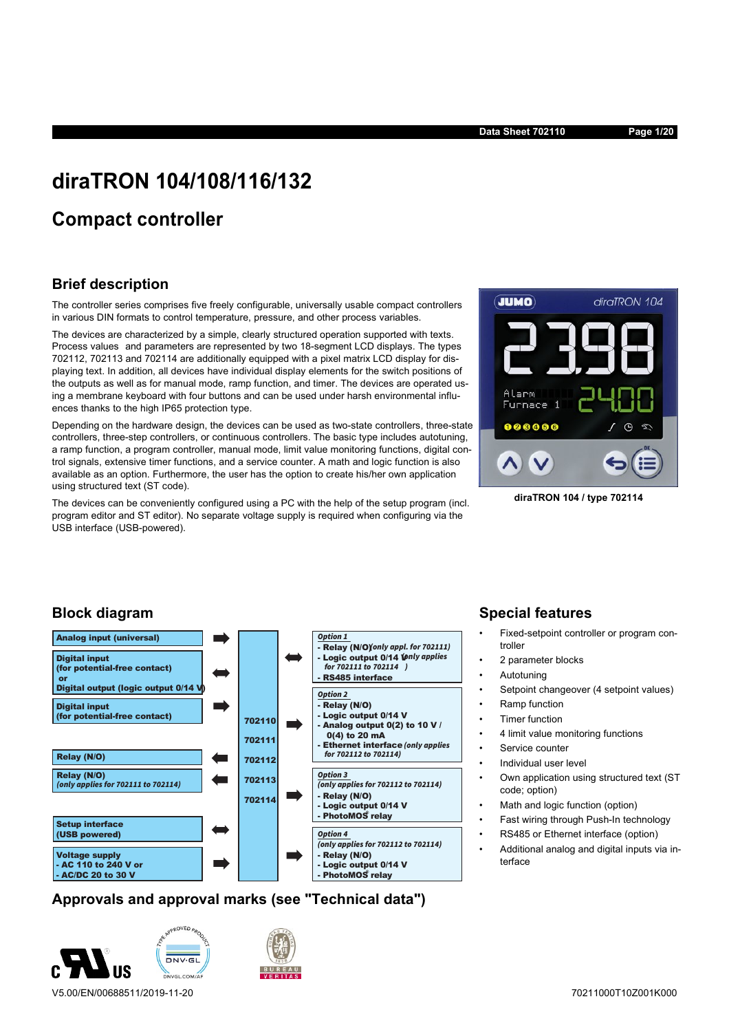# diraTRON 104/108/116/132

## Compact controller

### Brief description

The controller series comprises five freely configurable, universally usable compact controllers in various DIN formats to control temperature, pressure, and other process variables.

The devices are characterized by a simple, clearly structured operation supported with texts. Process values and parameters are represented by two 18-segment LCD displays. The types 702112, 702113 and 702114 are additionally equipped with a pixel matrix LCD display for displaying text. In addition, all devices have individual display elements for the switch positions of the outputs as well as for manual mode, ramp function, and timer. The devices are operated using a membrane keyboard with four buttons and can be used under harsh environmental influences thanks to the high IP65 protection type.

Depending on the hardware design, the devices can be used as two-state controllers, three-state controllers, three-step controllers, or continuous controllers. The basic type includes autotuning, a ramp function, a program controller, manual mode, limit value monitoring functions, digital control signals, extensive timer functions, and a service counter. A math and logic function is also available as an option. Furthermore, the user has the option to create his/her own application using structured text (ST code).

The devices can be conveniently configured using a PC with the help of the setup program (incl. program editor and ST editor). No separate voltage supply is required when configuring via the USB interface (USB-powered).

diraTRON 104 / type 702114

### Block diagram

| Inputs/Outputs | Direction | Types | Direction | Options |
|---|---|---|---|---|
| Analog input (universal) | → | 702110 | ↔ | *Option 1*<br>- Relay (N/O) *(only appl. for 702111)*<br>- Logic output 0/14 V *(only applies for 702111 to 702114)*<br>- RS485 interface |
| Digital input (for potential-free contact) or Digital output (logic output 0/14 V) | ↔ | 702111 | → | *Option 2*<br>- Relay (N/O)<br>- Logic output 0/14 V<br>- Analog output 0(2) to 10 V / 0(4) to 20 mA<br>- Ethernet interface *(only applies for 702112 to 702114)* |
| Digital input (for potential-free contact) | → | 702112 | → | *Option 3* *(only applies for 702112 to 702114)*<br>- Relay (N/O)<br>- Logic output 0/14 V<br>- PhotoMOS® relay |
| Relay (N/O) | ← | 702113 | → | *Option 4* *(only applies for 702112 to 702114)*<br>- Relay (N/O)<br>- Logic output 0/14 V<br>- PhotoMOS® relay |
| Relay (N/O) *(only applies for 702111 to 702114)* | ← | 702114 | | |
| Setup interface (USB powered) | ↔ | | | |
| Voltage supply<br>- AC 110 to 240 V or<br>- AC/DC 20 to 30 V | → | | | |

### Special features

- Fixed-setpoint controller or program controller
- 2 parameter blocks
- Autotuning
- Setpoint changeover (4 setpoint values)
- Ramp function
- Timer function
- 4 limit value monitoring functions
- Service counter
- Individual user level
- Own application using structured text (ST code; option)
- Math and logic function (option)
- Fast wiring through Push-In technology
- RS485 or Ethernet interface (option)
- Additional analog and digital inputs via interface

### Approvals and approval marks (see "Technical data")

V5.00/EN/00688511/2019-11-20

70211000T10Z001K000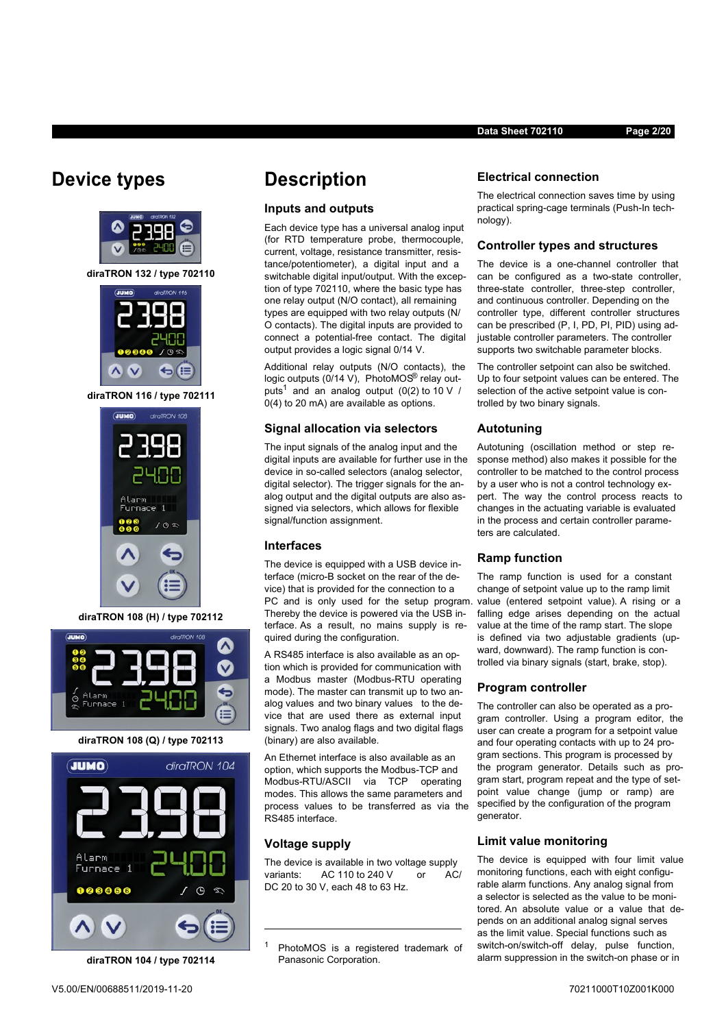# Device types

diraTRON 132 / type 702110

diraTRON 116 / type 702111

diraTRON 108 (H) / type 702112

diraTRON 108 (Q) / type 702113

diraTRON 104 / type 702114

# Description

## Inputs and outputs

Each device type has a universal analog input (for RTD temperature probe, thermocouple, current, voltage, resistance transmitter, resistance/potentiometer), a digital input and a switchable digital input/output. With the exception of type 702110, where the basic type has one relay output (N/O contact), all remaining types are equipped with two relay outputs (N/O contacts). The digital inputs are provided to connect a potential-free contact. The digital output provides a logic signal 0/14 V.

Additional relay outputs (N/O contacts), the logic outputs (0/14 V), PhotoMOS® relay outputs[1] and an analog output (0(2) to 10 V / 0(4) to 20 mA) are available as options.

## Signal allocation via selectors

The input signals of the analog input and the digital inputs are available for further use in the device in so-called selectors (analog selector, digital selector). The trigger signals for the analog output and the digital outputs are also assigned via selectors, which allows for flexible signal/function assignment.

## Interfaces

The device is equipped with a USB device interface (micro-B socket on the rear of the device) that is provided for the connection to a PC and is only used for the setup program. Thereby the device is powered via the USB interface. As a result, no mains supply is required during the configuration.

A RS485 interface is also available as an option which is provided for communication with a Modbus master (Modbus-RTU operating mode). The master can transmit up to two analog values and two binary values to the device that are used there as external input signals. Two analog flags and two digital flags (binary) are also available.

An Ethernet interface is also available as an option, which supports the Modbus-TCP and Modbus-RTU/ASCII via TCP operating modes. This allows the same parameters and process values to be transferred as via the RS485 interface.

## Voltage supply

The device is available in two voltage supply variants: AC 110 to 240 V or AC/DC 20 to 30 V, each 48 to 63 Hz.

[1] PhotoMOS is a registered trademark of Panasonic Corporation.

## Electrical connection

The electrical connection saves time by using practical spring-cage terminals (Push-In technology).

## Controller types and structures

The device is a one-channel controller that can be configured as a two-state controller, three-state controller, three-step controller, and continuous controller. Depending on the controller type, different controller structures can be prescribed (P, I, PD, PI, PID) using adjustable controller parameters. The controller supports two switchable parameter blocks.

The controller setpoint can also be switched. Up to four setpoint values can be entered. The selection of the active setpoint value is controlled by two binary signals.

## Autotuning

Autotuning (oscillation method or step response method) also makes it possible for the controller to be matched to the control process by a user who is not a control technology expert. The way the control process reacts to changes in the actuating variable is evaluated in the process and certain controller parameters are calculated.

## Ramp function

The ramp function is used for a constant change of setpoint value up to the ramp limit value (entered setpoint value). A rising or a falling edge arises depending on the actual value at the time of the ramp start. The slope is defined via two adjustable gradients (upward, downward). The ramp function is controlled via binary signals (start, brake, stop).

## Program controller

The controller can also be operated as a program controller. Using a program editor, the user can create a program for a setpoint value and four operating contacts with up to 24 program sections. This program is processed by the program generator. Details such as program start, program repeat and the type of setpoint value change (jump or ramp) are specified by the configuration of the program generator.

## Limit value monitoring

The device is equipped with four limit value monitoring functions, each with eight configurable alarm functions. Any analog signal from a selector is selected as the value to be monitored. An absolute value or a value that depends on an additional analog signal serves as the limit value. Special functions such as switch-on/switch-off delay, pulse function, alarm suppression in the switch-on phase or in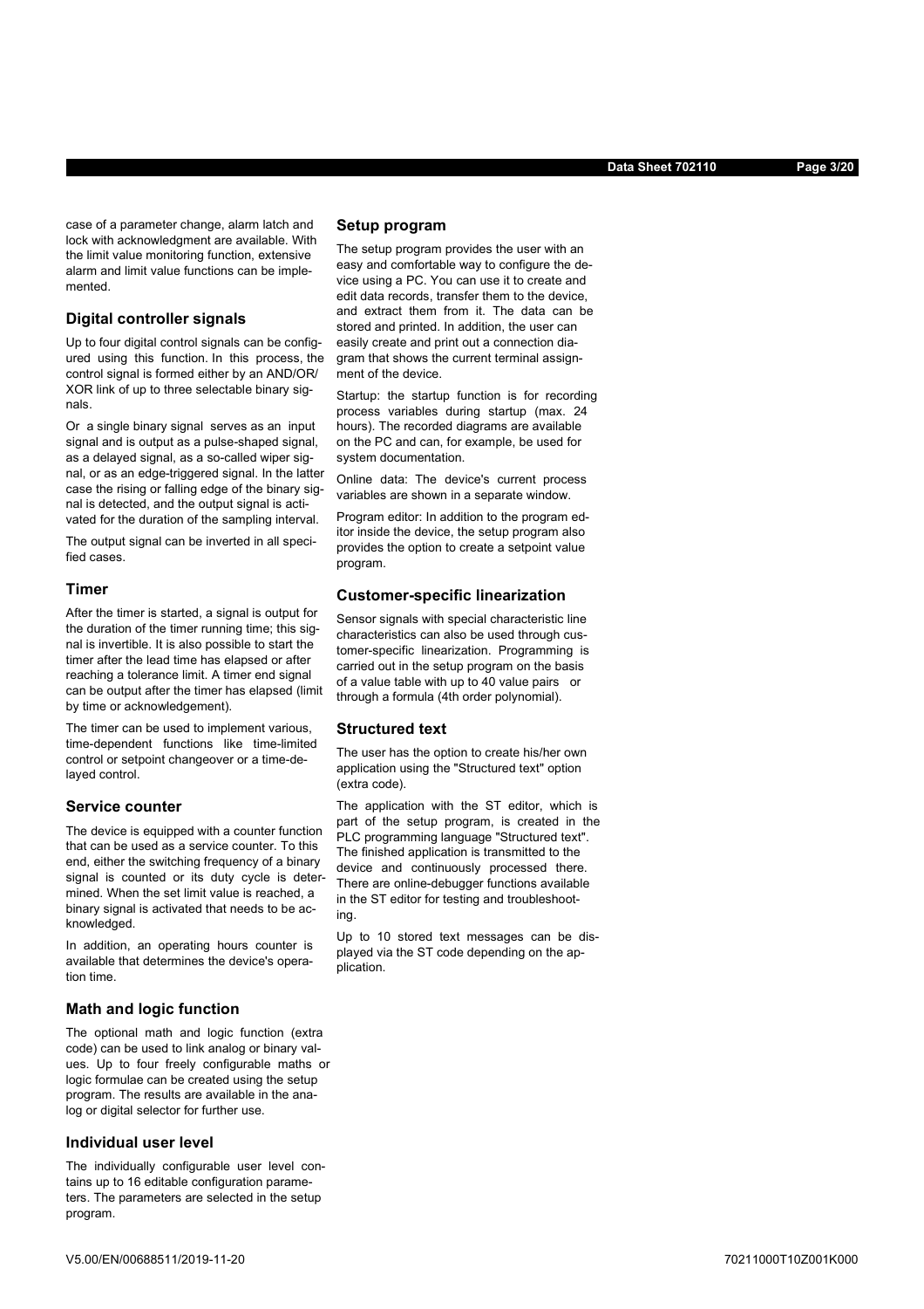case of a parameter change, alarm latch and lock with acknowledgment are available. With the limit value monitoring function, extensive alarm and limit value functions can be implemented.

## Digital controller signals

Up to four digital control signals can be configured using this function. In this process, the control signal is formed either by an AND/OR/ XOR link of up to three selectable binary signals.

Or a single binary signal serves as an input signal and is output as a pulse-shaped signal, as a delayed signal, as a so-called wiper signal, or as an edge-triggered signal. In the latter case the rising or falling edge of the binary signal is detected, and the output signal is activated for the duration of the sampling interval.

The output signal can be inverted in all specified cases.

## Timer

After the timer is started, a signal is output for the duration of the timer running time; this signal is invertible. It is also possible to start the timer after the lead time has elapsed or after reaching a tolerance limit. A timer end signal can be output after the timer has elapsed (limit by time or acknowledgement).

The timer can be used to implement various, time-dependent functions like time-limited control or setpoint changeover or a time-delayed control.

## Service counter

The device is equipped with a counter function that can be used as a service counter. To this end, either the switching frequency of a binary signal is counted or its duty cycle is determined. When the set limit value is reached, a binary signal is activated that needs to be acknowledged.

In addition, an operating hours counter is available that determines the device's operation time.

## Math and logic function

The optional math and logic function (extra code) can be used to link analog or binary values. Up to four freely configurable maths or logic formulae can be created using the setup program. The results are available in the analog or digital selector for further use.

## Individual user level

The individually configurable user level contains up to 16 editable configuration parameters. The parameters are selected in the setup program.

## Setup program

The setup program provides the user with an easy and comfortable way to configure the device using a PC. You can use it to create and edit data records, transfer them to the device, and extract them from it. The data can be stored and printed. In addition, the user can easily create and print out a connection diagram that shows the current terminal assignment of the device.

Startup: the startup function is for recording process variables during startup (max. 24 hours). The recorded diagrams are available on the PC and can, for example, be used for system documentation.

Online data: The device's current process variables are shown in a separate window.

Program editor: In addition to the program editor inside the device, the setup program also provides the option to create a setpoint value program.

## Customer-specific linearization

Sensor signals with special characteristic line characteristics can also be used through customer-specific linearization. Programming is carried out in the setup program on the basis of a value table with up to 40 value pairs or through a formula (4th order polynomial).

## Structured text

The user has the option to create his/her own application using the "Structured text" option (extra code).

The application with the ST editor, which is part of the setup program, is created in the PLC programming language "Structured text". The finished application is transmitted to the device and continuously processed there. There are online-debugger functions available in the ST editor for testing and troubleshooting.

Up to 10 stored text messages can be displayed via the ST code depending on the application.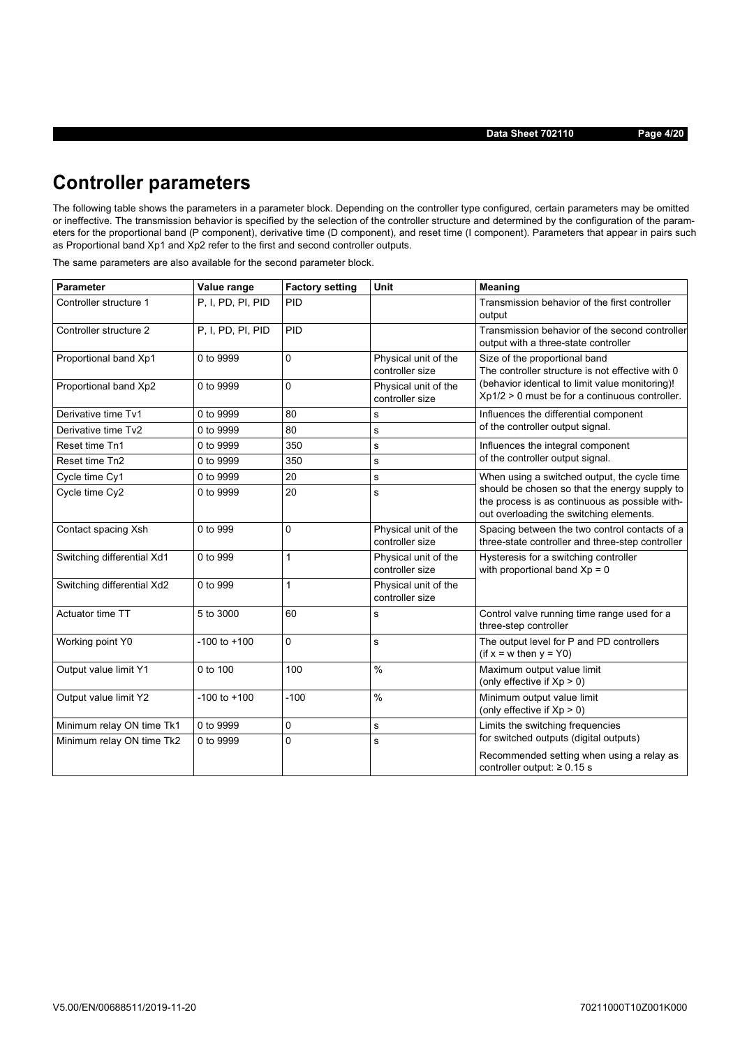## Controller parameters

The following table shows the parameters in a parameter block. Depending on the controller type configured, certain parameters may be omitted or ineffective. The transmission behavior is specified by the selection of the controller structure and determined by the configuration of the parameters for the proportional band (P component), derivative time (D component), and reset time (I component). Parameters that appear in pairs such as Proportional band Xp1 and Xp2 refer to the first and second controller outputs.

The same parameters are also available for the second parameter block.

| Parameter | Value range | Factory setting | Unit | Meaning |
|---|---|---|---|---|
| Controller structure 1 | P, I, PD, PI, PID | PID | | Transmission behavior of the first controller output |
| Controller structure 2 | P, I, PD, PI, PID | PID | | Transmission behavior of the second controller output with a three-state controller |
| Proportional band Xp1 | 0 to 9999 | 0 | Physical unit of the controller size | Size of the proportional band The controller structure is not effective with 0 (behavior identical to limit value monitoring)! Xp1/2 > 0 must be for a continuous controller. |
| Proportional band Xp2 | 0 to 9999 | 0 | Physical unit of the controller size | |
| Derivative time Tv1 | 0 to 9999 | 80 | s | Influences the differential component of the controller output signal. |
| Derivative time Tv2 | 0 to 9999 | 80 | s | |
| Reset time Tn1 | 0 to 9999 | 350 | s | Influences the integral component of the controller output signal. |
| Reset time Tn2 | 0 to 9999 | 350 | s | |
| Cycle time Cy1 | 0 to 9999 | 20 | s | When using a switched output, the cycle time should be chosen so that the energy supply to the process is as continuous as possible without overloading the switching elements. |
| Cycle time Cy2 | 0 to 9999 | 20 | s | |
| Contact spacing Xsh | 0 to 999 | 0 | Physical unit of the controller size | Spacing between the two control contacts of a three-state controller and three-step controller |
| Switching differential Xd1 | 0 to 999 | 1 | Physical unit of the controller size | Hysteresis for a switching controller with proportional band Xp = 0 |
| Switching differential Xd2 | 0 to 999 | 1 | Physical unit of the controller size | |
| Actuator time TT | 5 to 3000 | 60 | s | Control valve running time range used for a three-step controller |
| Working point Y0 | -100 to +100 | 0 | s | The output level for P and PD controllers (if x = w then y = Y0) |
| Output value limit Y1 | 0 to 100 | 100 | % | Maximum output value limit (only effective if Xp > 0) |
| Output value limit Y2 | -100 to +100 | -100 | % | Minimum output value limit (only effective if Xp > 0) |
| Minimum relay ON time Tk1 | 0 to 9999 | 0 | s | Limits the switching frequencies for switched outputs (digital outputs) Recommended setting when using a relay as controller output: ≥ 0.15 s |
| Minimum relay ON time Tk2 | 0 to 9999 | 0 | s | |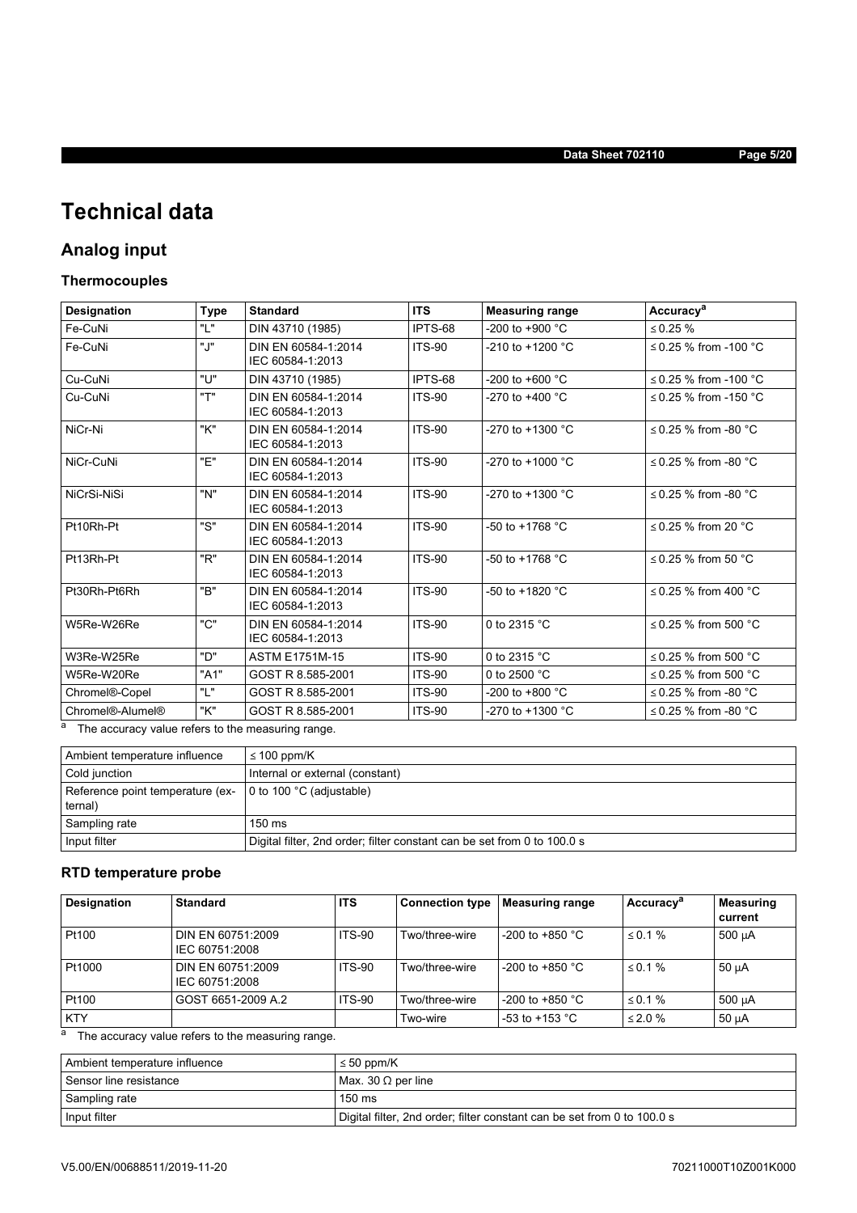# Technical data

## Analog input

### Thermocouples

| Designation | Type | Standard | ITS | Measuring range | Accuracy[a] |
|---|---|---|---|---|---|
| Fe-CuNi | "L" | DIN 43710 (1985) | IPTS-68 | -200 to +900 °C | ≤ 0.25 % |
| Fe-CuNi | "J" | DIN EN 60584-1:2014 IEC 60584-1:2013 | ITS-90 | -210 to +1200 °C | ≤ 0.25 % from -100 °C |
| Cu-CuNi | "U" | DIN 43710 (1985) | IPTS-68 | -200 to +600 °C | ≤ 0.25 % from -100 °C |
| Cu-CuNi | "T" | DIN EN 60584-1:2014 IEC 60584-1:2013 | ITS-90 | -270 to +400 °C | ≤ 0.25 % from -150 °C |
| NiCr-Ni | "K" | DIN EN 60584-1:2014 IEC 60584-1:2013 | ITS-90 | -270 to +1300 °C | ≤ 0.25 % from -80 °C |
| NiCr-CuNi | "E" | DIN EN 60584-1:2014 IEC 60584-1:2013 | ITS-90 | -270 to +1000 °C | ≤ 0.25 % from -80 °C |
| NiCrSi-NiSi | "N" | DIN EN 60584-1:2014 IEC 60584-1:2013 | ITS-90 | -270 to +1300 °C | ≤ 0.25 % from -80 °C |
| Pt10Rh-Pt | "S" | DIN EN 60584-1:2014 IEC 60584-1:2013 | ITS-90 | -50 to +1768 °C | ≤ 0.25 % from 20 °C |
| Pt13Rh-Pt | "R" | DIN EN 60584-1:2014 IEC 60584-1:2013 | ITS-90 | -50 to +1768 °C | ≤ 0.25 % from 50 °C |
| Pt30Rh-Pt6Rh | "B" | DIN EN 60584-1:2014 IEC 60584-1:2013 | ITS-90 | -50 to +1820 °C | ≤ 0.25 % from 400 °C |
| W5Re-W26Re | "C" | DIN EN 60584-1:2014 IEC 60584-1:2013 | ITS-90 | 0 to 2315 °C | ≤ 0.25 % from 500 °C |
| W3Re-W25Re | "D" | ASTM E1751M-15 | ITS-90 | 0 to 2315 °C | ≤ 0.25 % from 500 °C |
| W5Re-W20Re | "A1" | GOST R 8.585-2001 | ITS-90 | 0 to 2500 °C | ≤ 0.25 % from 500 °C |
| Chromel®-Copel | "L" | GOST R 8.585-2001 | ITS-90 | -200 to +800 °C | ≤ 0.25 % from -80 °C |
| Chromel®-Alumel® | "K" | GOST R 8.585-2001 | ITS-90 | -270 to +1300 °C | ≤ 0.25 % from -80 °C |

[a] The accuracy value refers to the measuring range.

| | |
|---|---|
| Ambient temperature influence | ≤ 100 ppm/K |
| Cold junction | Internal or external (constant) |
| Reference point temperature (external) | 0 to 100 °C (adjustable) |
| Sampling rate | 150 ms |
| Input filter | Digital filter, 2nd order; filter constant can be set from 0 to 100.0 s |

### RTD temperature probe

| Designation | Standard | ITS | Connection type | Measuring range | Accuracy[a] | Measuring current |
|---|---|---|---|---|---|---|
| Pt100 | DIN EN 60751:2009 IEC 60751:2008 | ITS-90 | Two/three-wire | -200 to +850 °C | ≤ 0.1 % | 500 µA |
| Pt1000 | DIN EN 60751:2009 IEC 60751:2008 | ITS-90 | Two/three-wire | -200 to +850 °C | ≤ 0.1 % | 50 µA |
| Pt100 | GOST 6651-2009 A.2 | ITS-90 | Two/three-wire | -200 to +850 °C | ≤ 0.1 % | 500 µA |
| KTY | | | Two-wire | -53 to +153 °C | ≤ 2.0 % | 50 µA |

[a] The accuracy value refers to the measuring range.

| | |
|---|---|
| Ambient temperature influence | ≤ 50 ppm/K |
| Sensor line resistance | Max. 30 Ω per line |
| Sampling rate | 150 ms |
| Input filter | Digital filter, 2nd order; filter constant can be set from 0 to 100.0 s |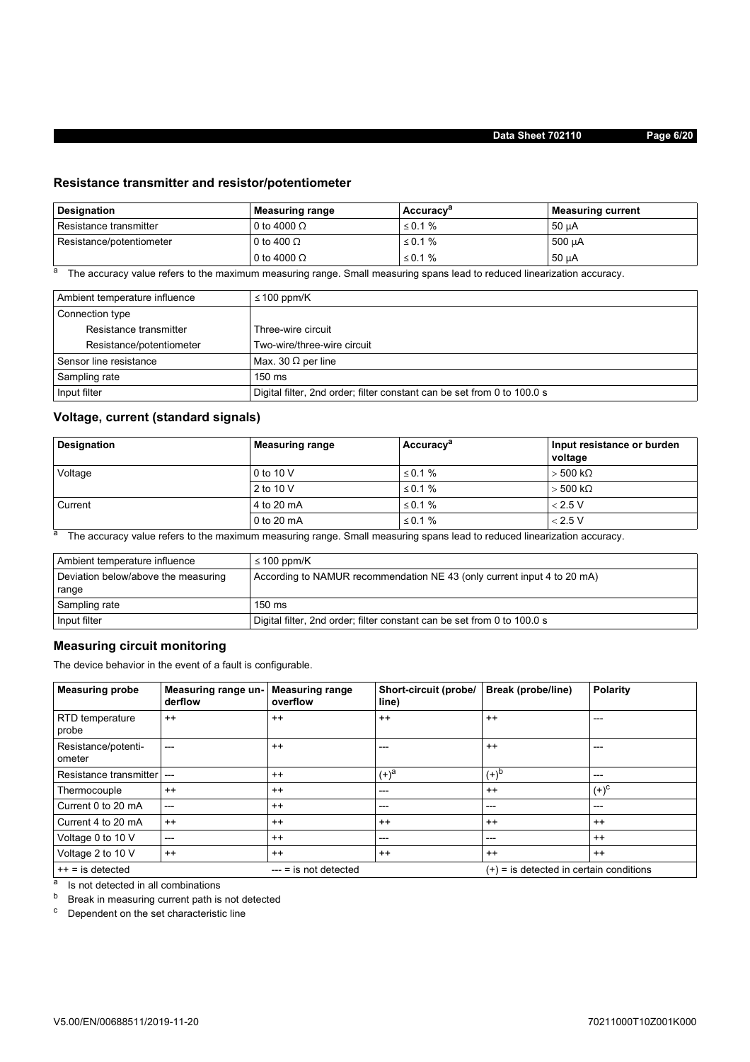## Resistance transmitter and resistor/potentiometer

| Designation | Measuring range | Accuracy[a] | Measuring current |
|---|---|---|---|
| Resistance transmitter | 0 to 4000 Ω | ≤ 0.1 % | 50 µA |
| Resistance/potentiometer | 0 to 400 Ω | ≤ 0.1 % | 500 µA |
| | 0 to 4000 Ω | ≤ 0.1 % | 50 µA |

[a] The accuracy value refers to the maximum measuring range. Small measuring spans lead to reduced linearization accuracy.

| | |
|---|---|
| Ambient temperature influence | ≤ 100 ppm/K |
| Connection type | |
| Resistance transmitter | Three-wire circuit |
| Resistance/potentiometer | Two-wire/three-wire circuit |
| Sensor line resistance | Max. 30 Ω per line |
| Sampling rate | 150 ms |
| Input filter | Digital filter, 2nd order; filter constant can be set from 0 to 100.0 s |

## Voltage, current (standard signals)

| Designation | Measuring range | Accuracy[a] | Input resistance or burden voltage |
|---|---|---|---|
| Voltage | 0 to 10 V | ≤ 0.1 % | > 500 kΩ |
| | 2 to 10 V | ≤ 0.1 % | > 500 kΩ |
| Current | 4 to 20 mA | ≤ 0.1 % | < 2.5 V |
| | 0 to 20 mA | ≤ 0.1 % | < 2.5 V |

[a] The accuracy value refers to the maximum measuring range. Small measuring spans lead to reduced linearization accuracy.

| | |
|---|---|
| Ambient temperature influence | ≤ 100 ppm/K |
| Deviation below/above the measuring range | According to NAMUR recommendation NE 43 (only current input 4 to 20 mA) |
| Sampling rate | 150 ms |
| Input filter | Digital filter, 2nd order; filter constant can be set from 0 to 100.0 s |

## Measuring circuit monitoring

The device behavior in the event of a fault is configurable.

| Measuring probe | Measuring range underflow | Measuring range overflow | Short-circuit (probe/line) | Break (probe/line) | Polarity |
|---|---|---|---|---|---|
| RTD temperature probe | ++ | ++ | ++ | ++ | --- |
| Resistance/potentiometer | --- | ++ | --- | ++ | --- |
| Resistance transmitter | --- | ++ | (+)[a] | (+)[b] | --- |
| Thermocouple | ++ | ++ | --- | ++ | (+)[c] |
| Current 0 to 20 mA | --- | ++ | --- | --- | --- |
| Current 4 to 20 mA | ++ | ++ | ++ | ++ | ++ |
| Voltage 0 to 10 V | --- | ++ | --- | --- | ++ |
| Voltage 2 to 10 V | ++ | ++ | ++ | ++ | ++ |
| ++ = is detected | | --- = is not detected | | (+) = is detected in certain conditions | |

[a] Is not detected in all combinations

[b] Break in measuring current path is not detected

[c] Dependent on the set characteristic line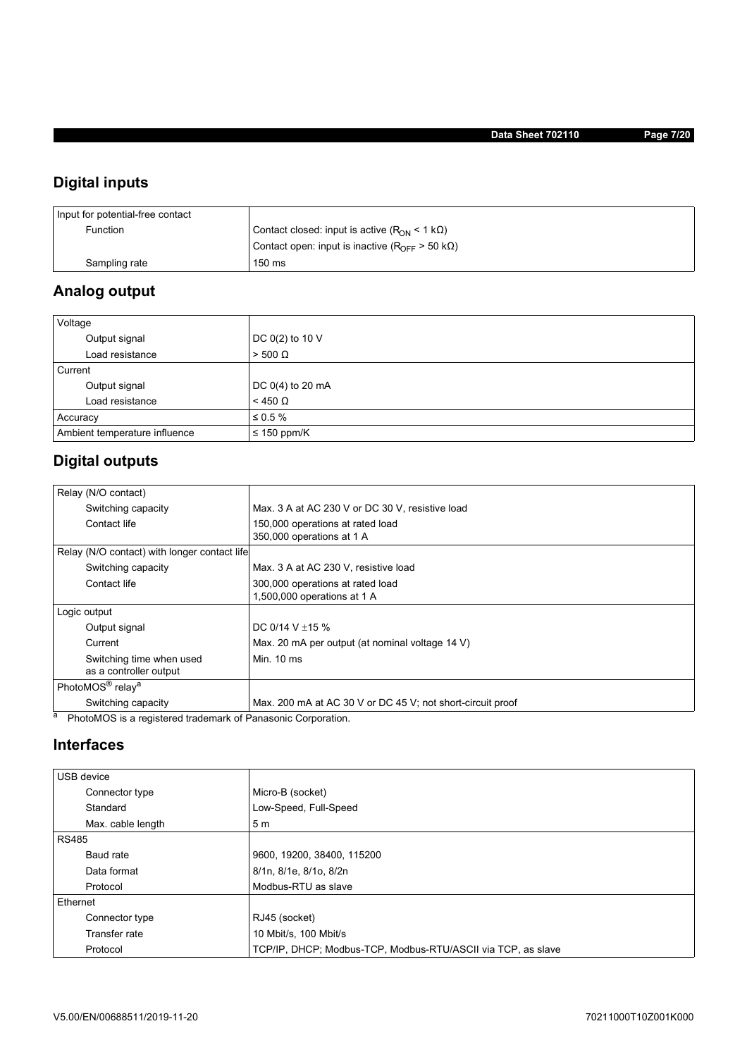## Digital inputs

| Input for potential-free contact | |
|---|---|
| Function | Contact closed: input is active ($R_{ON}$ < 1 kΩ) |
| | Contact open: input is inactive ($R_{OFF}$ > 50 kΩ) |
| Sampling rate | 150 ms |

## Analog output

| Voltage | |
|---|---|
| Output signal | DC 0(2) to 10 V |
| Load resistance | > 500 Ω |
| Current | |
| Output signal | DC 0(4) to 20 mA |
| Load resistance | < 450 Ω |
| Accuracy | ≤ 0.5 % |
| Ambient temperature influence | ≤ 150 ppm/K |

## Digital outputs

| Relay (N/O contact) | |
|---|---|
| Switching capacity | Max. 3 A at AC 230 V or DC 30 V, resistive load |
| Contact life | 150,000 operations at rated load<br>350,000 operations at 1 A |
| Relay (N/O contact) with longer contact life | |
| Switching capacity | Max. 3 A at AC 230 V, resistive load |
| Contact life | 300,000 operations at rated load<br>1,500,000 operations at 1 A |
| Logic output | |
| Output signal | DC 0/14 V ±15 % |
| Current | Max. 20 mA per output (at nominal voltage 14 V) |
| Switching time when used as a controller output | Min. 10 ms |
| PhotoMOS® relay[a] | |
| Switching capacity | Max. 200 mA at AC 30 V or DC 45 V; not short-circuit proof |

[a] PhotoMOS is a registered trademark of Panasonic Corporation.

## Interfaces

| USB device | |
|---|---|
| Connector type | Micro-B (socket) |
| Standard | Low-Speed, Full-Speed |
| Max. cable length | 5 m |
| RS485 | |
| Baud rate | 9600, 19200, 38400, 115200 |
| Data format | 8/1n, 8/1e, 8/1o, 8/2n |
| Protocol | Modbus-RTU as slave |
| Ethernet | |
| Connector type | RJ45 (socket) |
| Transfer rate | 10 Mbit/s, 100 Mbit/s |
| Protocol | TCP/IP, DHCP; Modbus-TCP, Modbus-RTU/ASCII via TCP, as slave |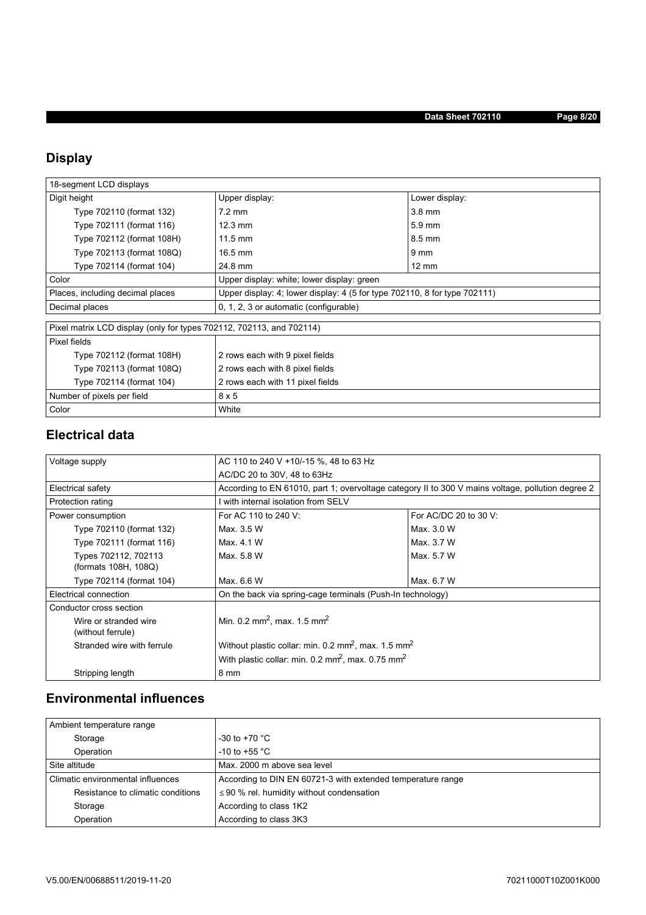## Display

| 18-segment LCD displays | | |
|---|---|---|
| Digit height | Upper display: | Lower display: |
| Type 702110 (format 132) | 7.2 mm | 3.8 mm |
| Type 702111 (format 116) | 12.3 mm | 5.9 mm |
| Type 702112 (format 108H) | 11.5 mm | 8.5 mm |
| Type 702113 (format 108Q) | 16.5 mm | 9 mm |
| Type 702114 (format 104) | 24.8 mm | 12 mm |
| Color | Upper display: white; lower display: green | |
| Places, including decimal places | Upper display: 4; lower display: 4 (5 for type 702110, 8 for type 702111) | |
| Decimal places | 0, 1, 2, 3 or automatic (configurable) | |

| Pixel matrix LCD display (only for types 702112, 702113, and 702114) | |
|---|---|
| Pixel fields | |
| Type 702112 (format 108H) | 2 rows each with 9 pixel fields |
| Type 702113 (format 108Q) | 2 rows each with 8 pixel fields |
| Type 702114 (format 104) | 2 rows each with 11 pixel fields |
| Number of pixels per field | 8 x 5 |
| Color | White |

## Electrical data

| Voltage supply | AC 110 to 240 V +10/-15 %, 48 to 63 Hz | |
|---|---|---|
| | AC/DC 20 to 30V, 48 to 63Hz | |
| Electrical safety | According to EN 61010, part 1; overvoltage category II to 300 V mains voltage, pollution degree 2 | |
| Protection rating | I with internal isolation from SELV | |
| Power consumption | For AC 110 to 240 V: | For AC/DC 20 to 30 V: |
| Type 702110 (format 132) | Max. 3.5 W | Max. 3.0 W |
| Type 702111 (format 116) | Max. 4.1 W | Max. 3.7 W |
| Types 702112, 702113 (formats 108H, 108Q) | Max. 5.8 W | Max. 5.7 W |
| Type 702114 (format 104) | Max. 6.6 W | Max. 6.7 W |
| Electrical connection | On the back via spring-cage terminals (Push-In technology) | |
| Conductor cross section | | |
| Wire or stranded wire (without ferrule) | Min. 0.2 mm$^2$, max. 1.5 mm$^2$ | |
| Stranded wire with ferrule | Without plastic collar: min. 0.2 mm$^2$, max. 1.5 mm$^2$ | |
| | With plastic collar: min. 0.2 mm$^2$, max. 0.75 mm$^2$ | |
| Stripping length | 8 mm | |

## Environmental influences

| Ambient temperature range | |
|---|---|
| Storage | -30 to +70 °C |
| Operation | -10 to +55 °C |
| Site altitude | Max. 2000 m above sea level |
| Climatic environmental influences | According to DIN EN 60721-3 with extended temperature range |
| Resistance to climatic conditions | ≤ 90 % rel. humidity without condensation |
| Storage | According to class 1K2 |
| Operation | According to class 3K3 |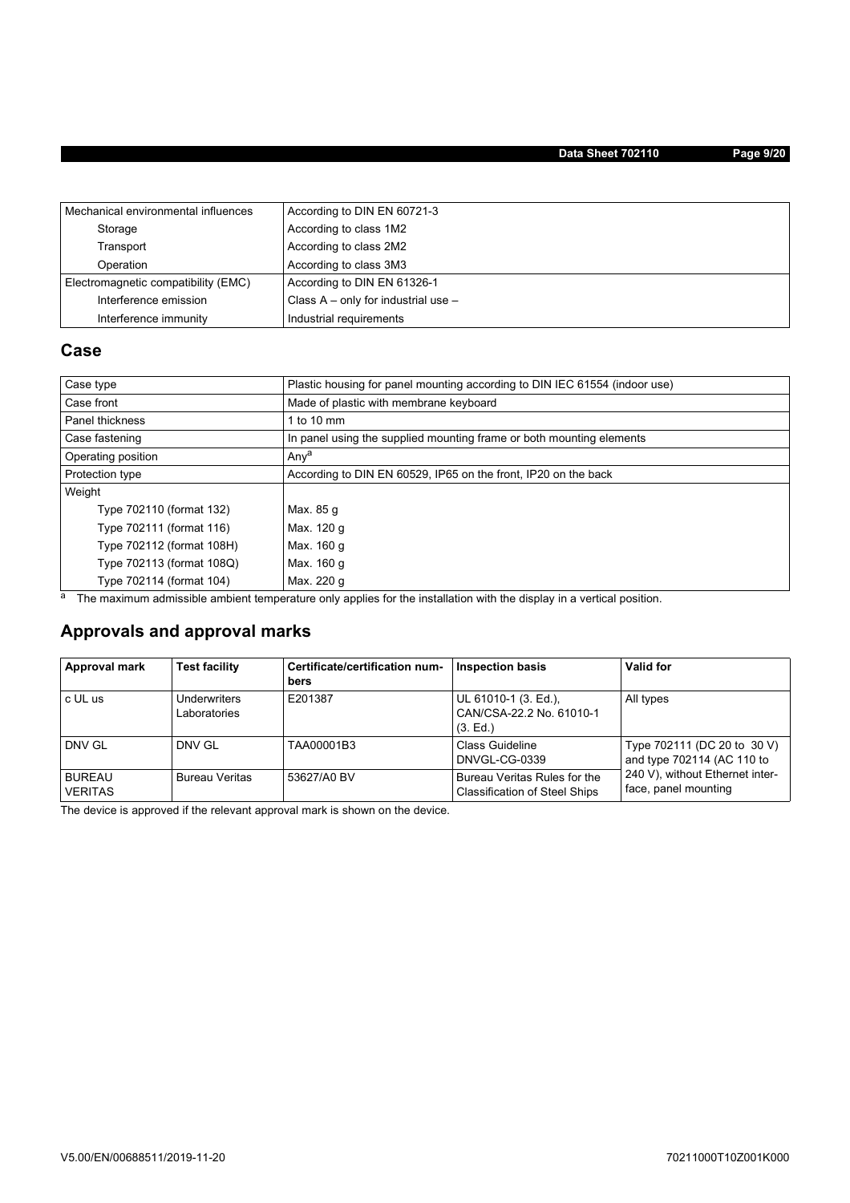| Mechanical environmental influences | According to DIN EN 60721-3 |
| --- | --- |
| Storage | According to class 1M2 |
| Transport | According to class 2M2 |
| Operation | According to class 3M3 |
| Electromagnetic compatibility (EMC) | According to DIN EN 61326-1 |
| Interference emission | Class A – only for industrial use – |
| Interference immunity | Industrial requirements |

## Case

| Case type | Plastic housing for panel mounting according to DIN IEC 61554 (indoor use) |
| --- | --- |
| Case front | Made of plastic with membrane keyboard |
| Panel thickness | 1 to 10 mm |
| Case fastening | In panel using the supplied mounting frame or both mounting elements |
| Operating position | Any[a] |
| Protection type | According to DIN EN 60529, IP65 on the front, IP20 on the back |
| Weight | |
| Type 702110 (format 132) | Max. 85 g |
| Type 702111 (format 116) | Max. 120 g |
| Type 702112 (format 108H) | Max. 160 g |
| Type 702113 (format 108Q) | Max. 160 g |
| Type 702114 (format 104) | Max. 220 g |

[a] The maximum admissible ambient temperature only applies for the installation with the display in a vertical position.

## Approvals and approval marks

| Approval mark | Test facility | Certificate/certification numbers | Inspection basis | Valid for |
| --- | --- | --- | --- | --- |
| c UL us | Underwriters Laboratories | E201387 | UL 61010-1 (3. Ed.), CAN/CSA-22.2 No. 61010-1 (3. Ed.) | All types |
| DNV GL | DNV GL | TAA00001B3 | Class Guideline DNVGL-CG-0339 | Type 702111 (DC 20 to 30 V) and type 702114 (AC 110 to 240 V), without Ethernet interface, panel mounting |
| BUREAU VERITAS | Bureau Veritas | 53627/A0 BV | Bureau Veritas Rules for the Classification of Steel Ships | |

The device is approved if the relevant approval mark is shown on the device.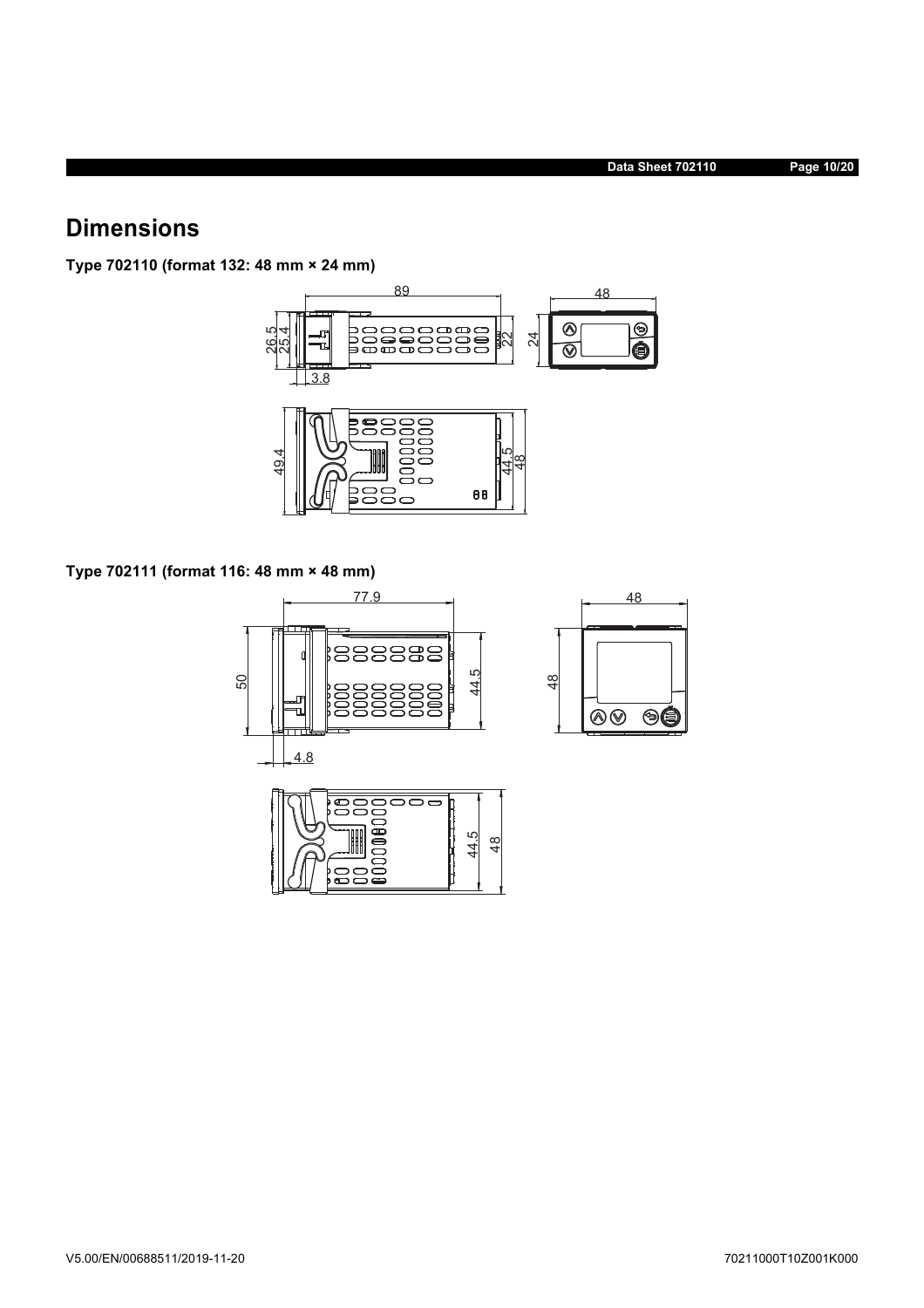# Dimensions

**Type 702110 (format 132: 48 mm × 24 mm)**

**Type 702111 (format 116: 48 mm × 48 mm)**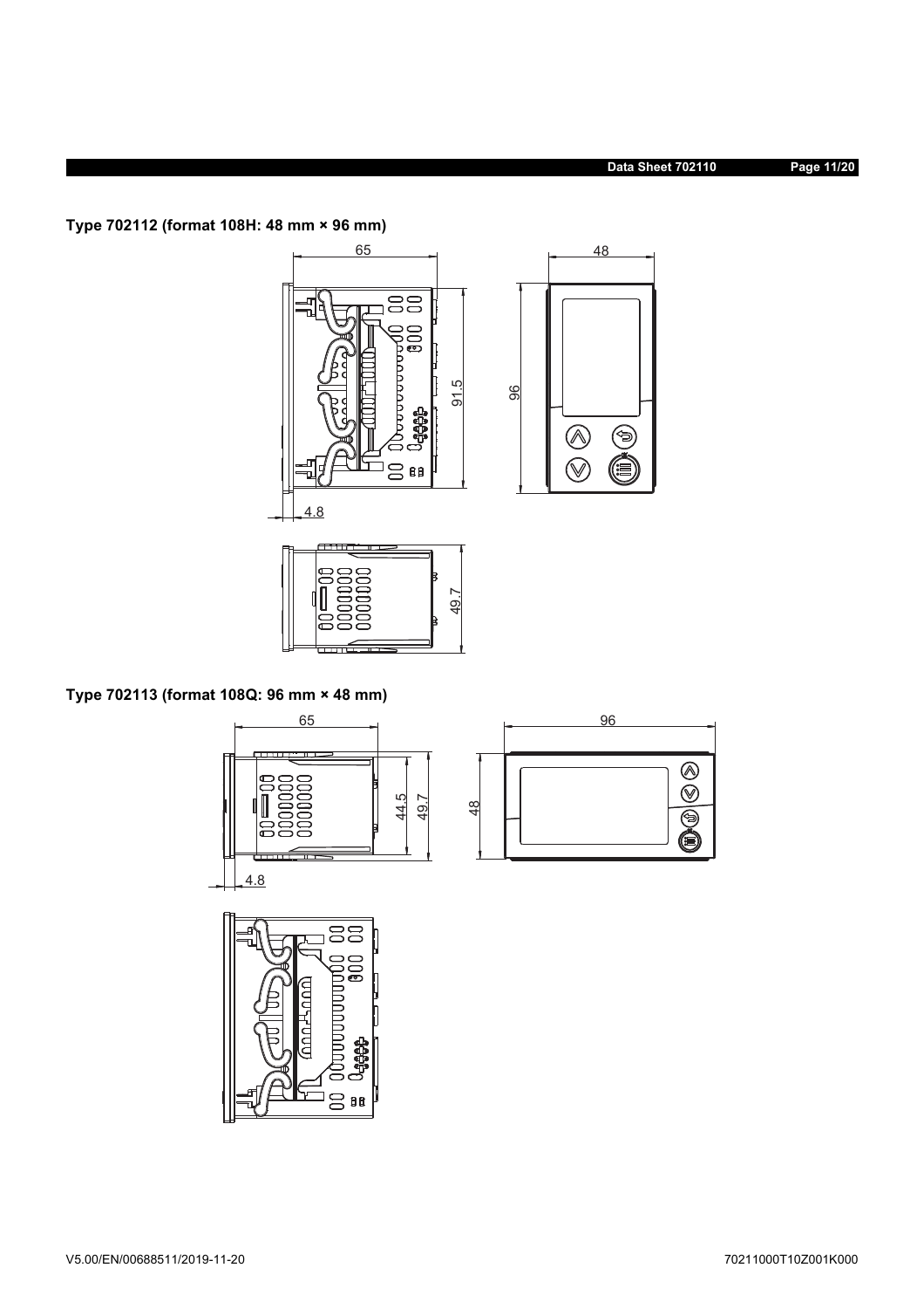### Type 702112 (format 108H: 48 mm × 96 mm)

### Type 702113 (format 108Q: 96 mm × 48 mm)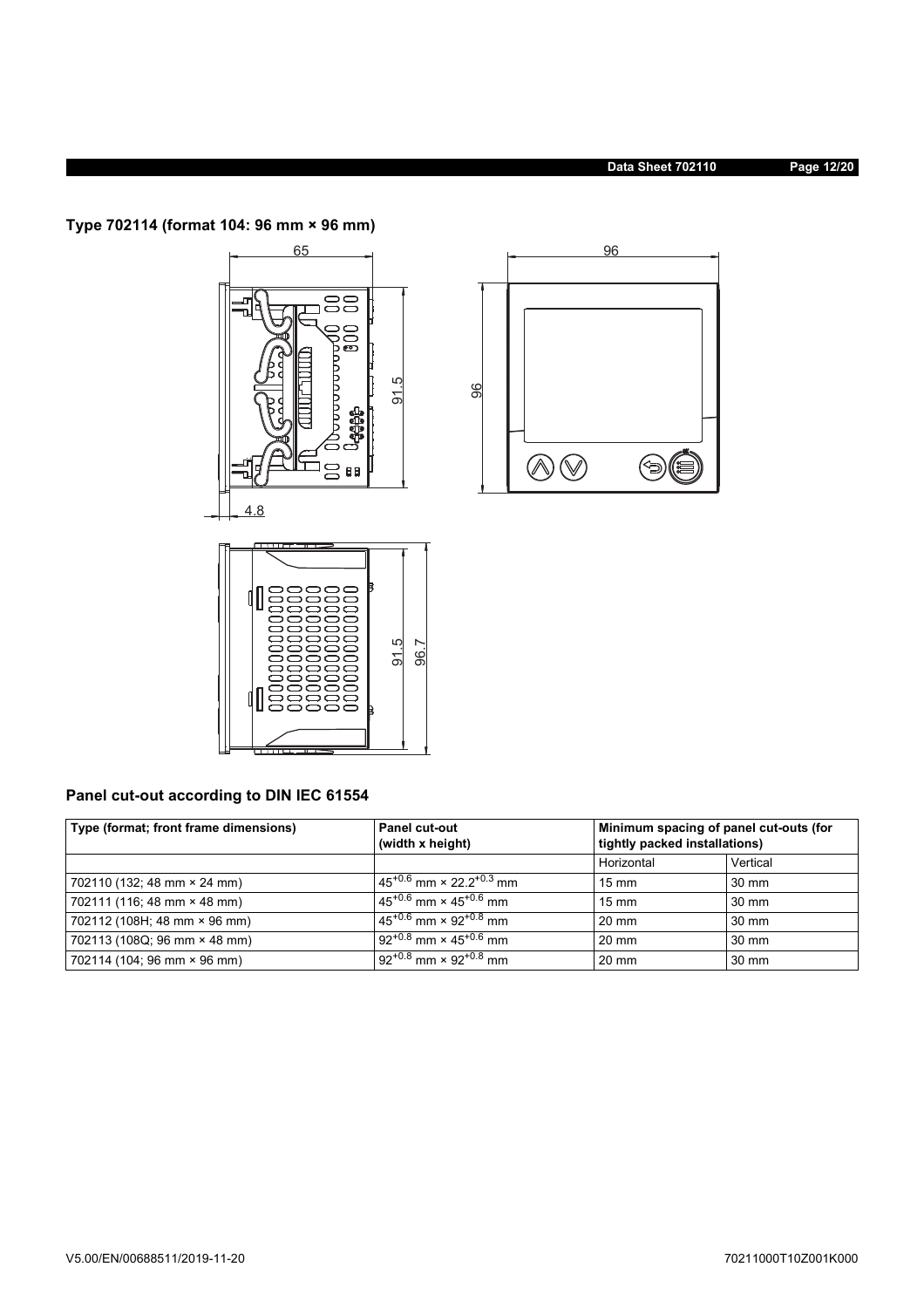### Type 702114 (format 104: 96 mm × 96 mm)

### Panel cut-out according to DIN IEC 61554

| Type (format; front frame dimensions) | Panel cut-out (width x height) | Minimum spacing of panel cut-outs (for tightly packed installations) | |
|---|---|---|---|
| | | Horizontal | Vertical |
| 702110 (132; 48 mm × 24 mm) | $45^{+0.6}$ mm × $22.2^{+0.3}$ mm | 15 mm | 30 mm |
| 702111 (116; 48 mm × 48 mm) | $45^{+0.6}$ mm × $45^{+0.6}$ mm | 15 mm | 30 mm |
| 702112 (108H; 48 mm × 96 mm) | $45^{+0.6}$ mm × $92^{+0.8}$ mm | 20 mm | 30 mm |
| 702113 (108Q; 96 mm × 48 mm) | $92^{+0.8}$ mm × $45^{+0.6}$ mm | 20 mm | 30 mm |
| 702114 (104; 96 mm × 96 mm) | $92^{+0.8}$ mm × $92^{+0.8}$ mm | 20 mm | 30 mm |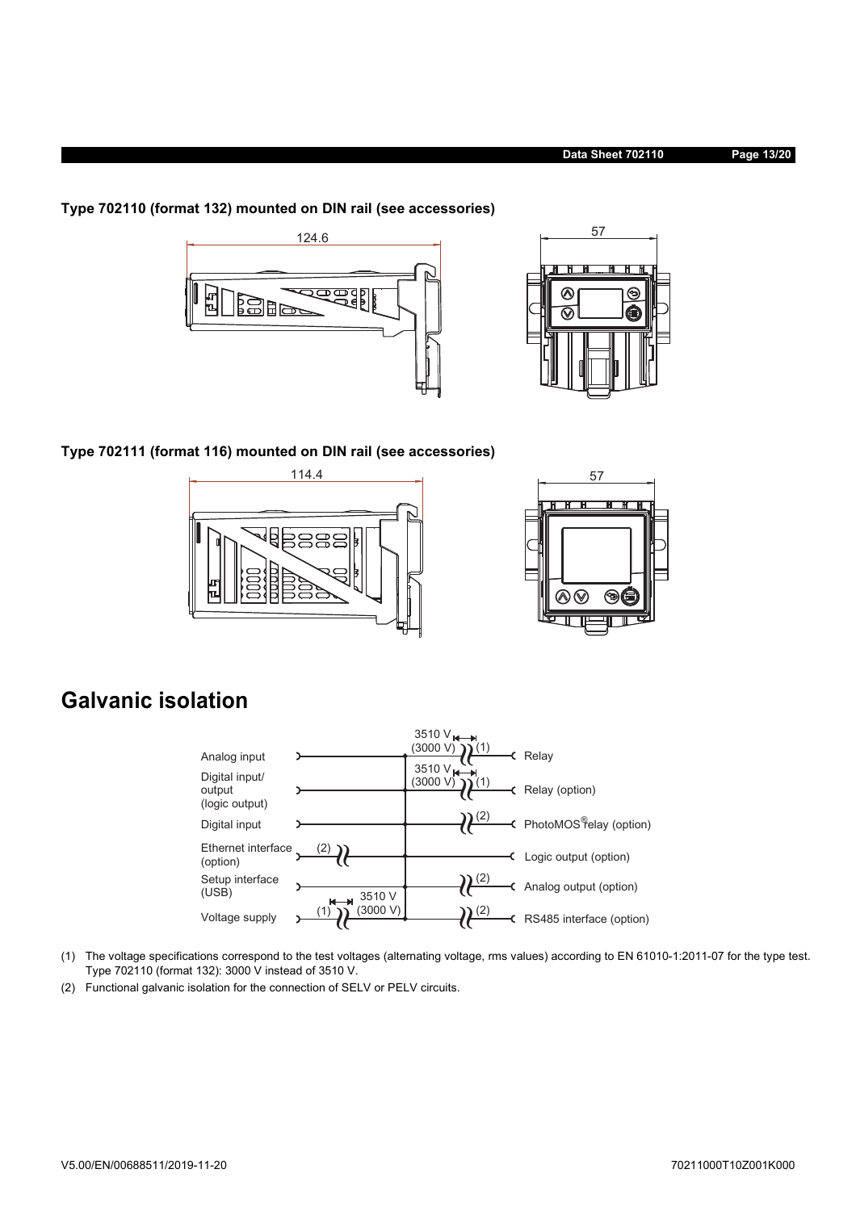**Type 702110 (format 132) mounted on DIN rail (see accessories)**

124.6

57

**Type 702111 (format 116) mounted on DIN rail (see accessories)**

114.4

57

# Galvanic isolation

| Left side | Isolation | Right side |
|---|---|---|
| Analog input | 3510 V (3000 V) (1) | Relay |
| Digital input/ output (logic output) | 3510 V (3000 V) (1) | Relay (option) |
| Digital input | (2) | PhotoMOS® relay (option) |
| Ethernet interface (option) (2) | | Logic output (option) |
| Setup interface (USB) | (2) | Analog output (option) |
| Voltage supply (1) 3510 V (3000 V) | (2) | RS485 interface (option) |

(1) The voltage specifications correspond to the test voltages (alternating voltage, rms values) according to EN 61010-1:2011-07 for the type test. Type 702110 (format 132): 3000 V instead of 3510 V.

(2) Functional galvanic isolation for the connection of SELV or PELV circuits.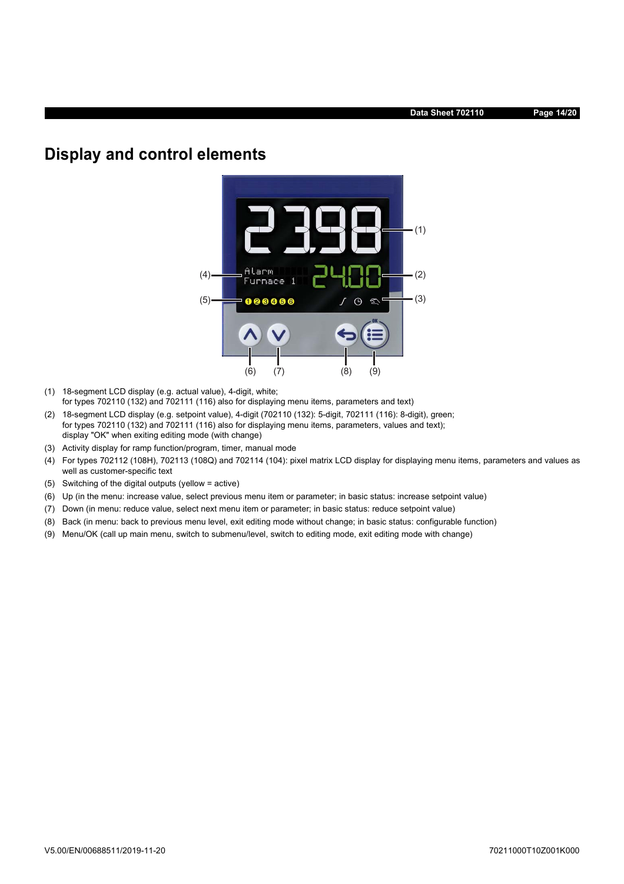## Display and control elements

(1) 18-segment LCD display (e.g. actual value), 4-digit, white;
for types 702110 (132) and 702111 (116) also for displaying menu items, parameters and text)

(2) 18-segment LCD display (e.g. setpoint value), 4-digit (702110 (132): 5-digit, 702111 (116): 8-digit), green;
for types 702110 (132) and 702111 (116) also for displaying menu items, parameters, values and text);
display "OK" when exiting editing mode (with change)

(3) Activity display for ramp function/program, timer, manual mode

(4) For types 702112 (108H), 702113 (108Q) and 702114 (104): pixel matrix LCD display for displaying menu items, parameters and values as well as customer-specific text

(5) Switching of the digital outputs (yellow = active)

(6) Up (in the menu: increase value, select previous menu item or parameter; in basic status: increase setpoint value)

(7) Down (in menu: reduce value, select next menu item or parameter; in basic status: reduce setpoint value)

(8) Back (in menu: back to previous menu level, exit editing mode without change; in basic status: configurable function)

(9) Menu/OK (call up main menu, switch to submenu/level, switch to editing mode, exit editing mode with change)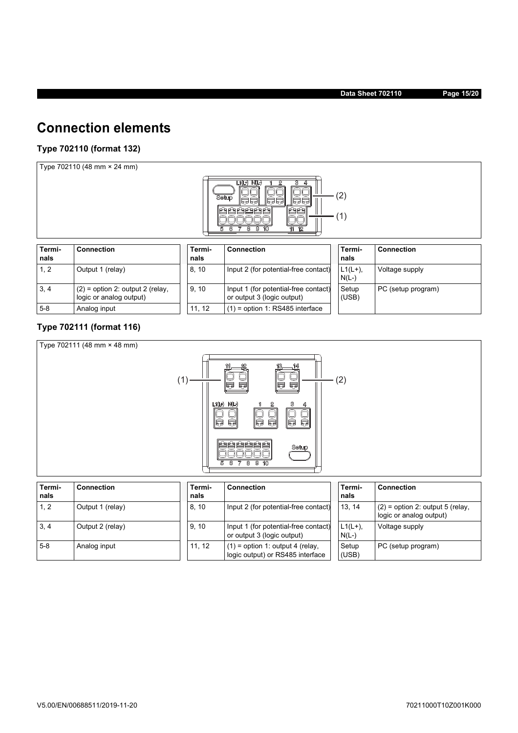# Connection elements

### Type 702110 (format 132)

Type 702110 (48 mm × 24 mm)

| Terminals | Connection | Terminals | Connection | Terminals | Connection |
|---|---|---|---|---|---|
| 1, 2 | Output 1 (relay) | 8, 10 | Input 2 (for potential-free contact) | L1(L+), N(L-) | Voltage supply |
| 3, 4 | (2) = option 2: output 2 (relay, logic or analog output) | 9, 10 | Input 1 (for potential-free contact) or output 3 (logic output) | Setup (USB) | PC (setup program) |
| 5-8 | Analog input | 11, 12 | (1) = option 1: RS485 interface | | |

### Type 702111 (format 116)

Type 702111 (48 mm × 48 mm)

| Terminals | Connection | Terminals | Connection | Terminals | Connection |
|---|---|---|---|---|---|
| 1, 2 | Output 1 (relay) | 8, 10 | Input 2 (for potential-free contact) | 13, 14 | (2) = option 2: output 5 (relay, logic or analog output) |
| 3, 4 | Output 2 (relay) | 9, 10 | Input 1 (for potential-free contact) or output 3 (logic output) | L1(L+), N(L-) | Voltage supply |
| 5-8 | Analog input | 11, 12 | (1) = option 1: output 4 (relay, logic output) or RS485 interface | Setup (USB) | PC (setup program) |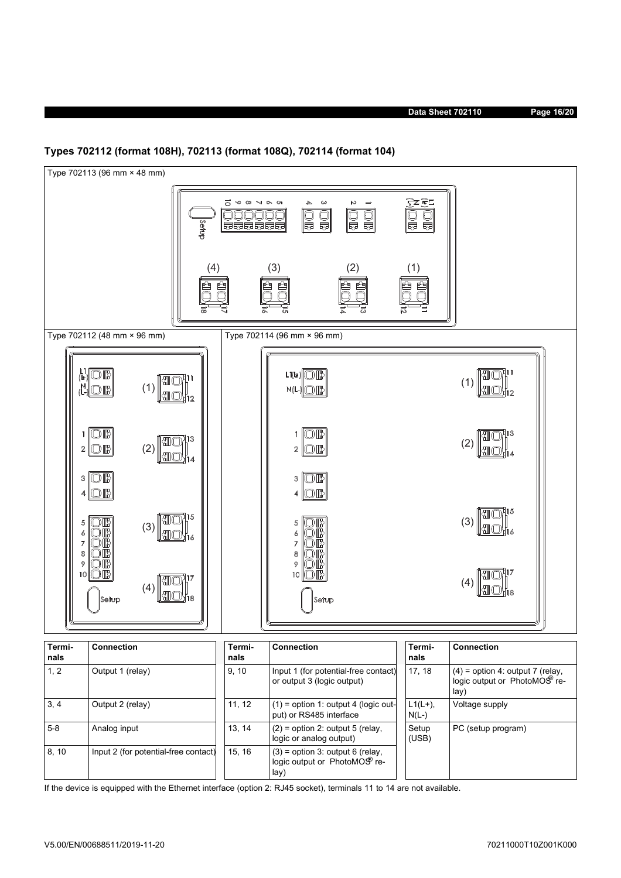## Types 702112 (format 108H), 702113 (format 108Q), 702114 (format 104)

Type 702113 (96 mm × 48 mm)

Type 702112 (48 mm × 96 mm)

Type 702114 (96 mm × 96 mm)

| Terminals | Connection |
|---|---|
| 1, 2 | Output 1 (relay) |
| 3, 4 | Output 2 (relay) |
| 5-8 | Analog input |
| 8, 10 | Input 2 (for potential-free contact) |
| 9, 10 | Input 1 (for potential-free contact) or output 3 (logic output) |
| 11, 12 | (1) = option 1: output 4 (logic output) or RS485 interface |
| 13, 14 | (2) = option 2: output 5 (relay, logic or analog output) |
| 15, 16 | (3) = option 3: output 6 (relay, logic output or PhotoMOS® relay) |
| 17, 18 | (4) = option 4: output 7 (relay, logic output or PhotoMOS® relay) |
| L1(L+), N(L-) | Voltage supply |
| Setup (USB) | PC (setup program) |

If the device is equipped with the Ethernet interface (option 2: RJ45 socket), terminals 11 to 14 are not available.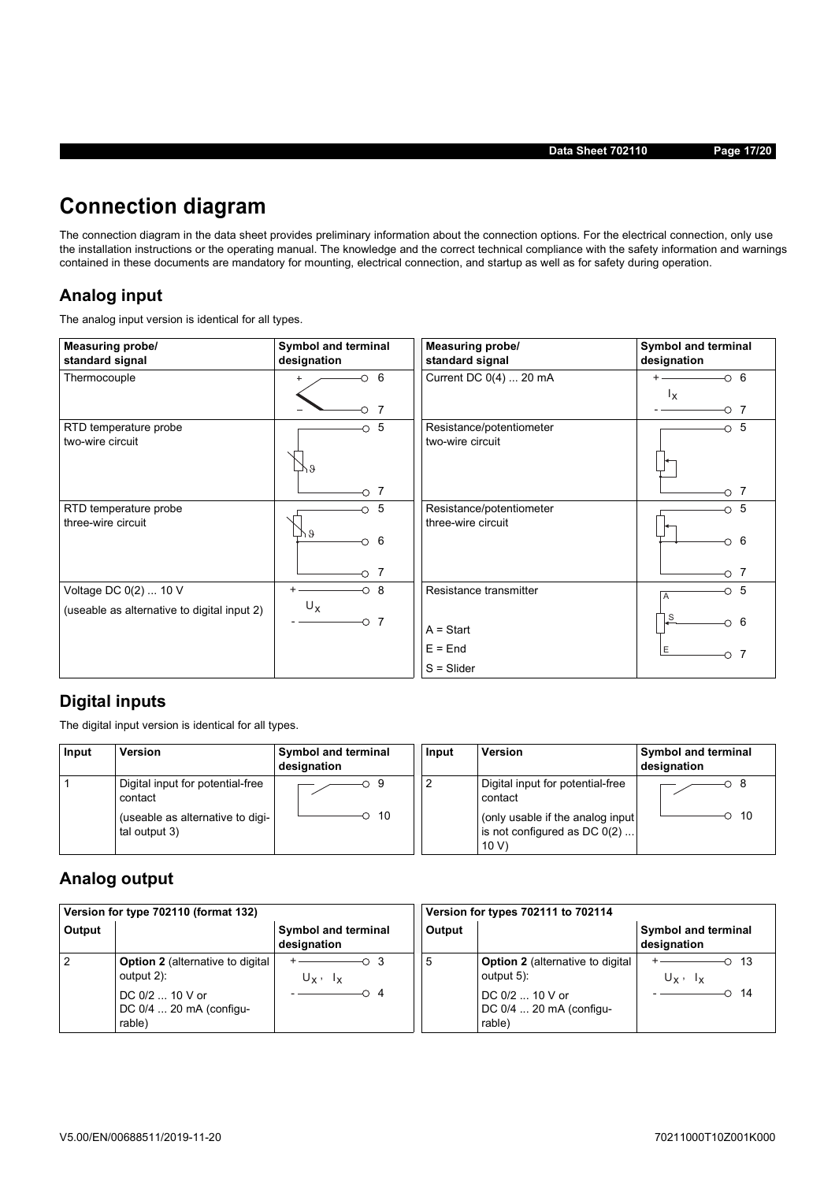# Connection diagram

The connection diagram in the data sheet provides preliminary information about the connection options. For the electrical connection, only use the installation instructions or the operating manual. The knowledge and the correct technical compliance with the safety information and warnings contained in these documents are mandatory for mounting, electrical connection, and startup as well as for safety during operation.

## Analog input

The analog input version is identical for all types.

| Measuring probe/ standard signal | Symbol and terminal designation | Measuring probe/ standard signal | Symbol and terminal designation |
|---|---|---|---|
| Thermocouple | + 6, − 7 | Current DC 0(4) ... 20 mA | + 6, $I_X$, - 7 |
| RTD temperature probe two-wire circuit | 5, ϑ, 7 | Resistance/potentiometer two-wire circuit | 5, 7 |
| RTD temperature probe three-wire circuit | 5, ϑ, 6, 7 | Resistance/potentiometer three-wire circuit | 5, 6, 7 |
| Voltage DC 0(2) ... 10 V (useable as alternative to digital input 2) | + 8, $U_X$, - 7 | Resistance transmitter A = Start E = End S = Slider | A 5, S 6, E 7 |

## Digital inputs

The digital input version is identical for all types.

| Input | Version | Symbol and terminal designation | Input | Version | Symbol and terminal designation |
|---|---|---|---|---|---|
| 1 | Digital input for potential-free contact (useable as alternative to digital output 3) | 9, 10 | 2 | Digital input for potential-free contact (only usable if the analog input is not configured as DC 0(2) ... 10 V) | 8, 10 |

## Analog output

| Version for type 702110 (format 132) | | | Version for types 702111 to 702114 | | |
|---|---|---|---|---|---|
| Output | | Symbol and terminal designation | Output | | Symbol and terminal designation |
| 2 | **Option 2** (alternative to digital output 2): DC 0/2 ... 10 V or DC 0/4 ... 20 mA (configurable) | + 3, $U_X$, $I_X$, - 4 | 5 | **Option 2** (alternative to digital output 5): DC 0/2 ... 10 V or DC 0/4 ... 20 mA (configurable) | + 13, $U_X$, $I_X$, - 14 |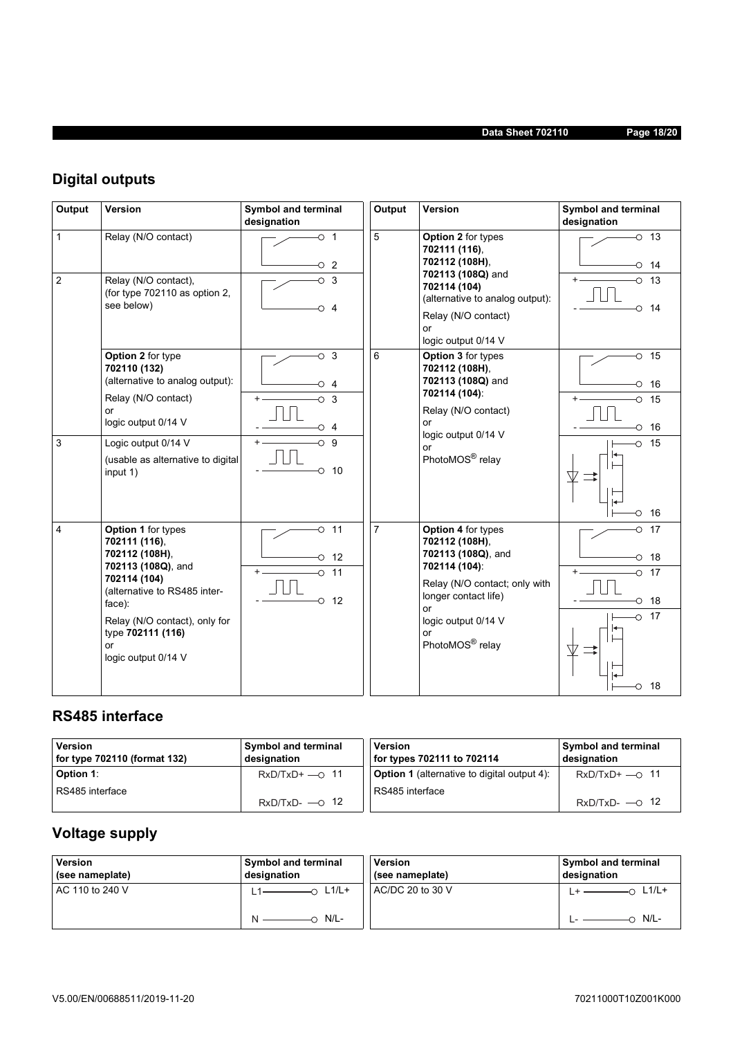## Digital outputs

| Output | Version | Symbol and terminal designation |
|---|---|---|
| 1 | Relay (N/O contact) | 1, 2 |
| 2 | Relay (N/O contact), (for type 702110 as option 2, see below) | 3, 4 |
| | **Option 2** for type **702110 (132)** (alternative to analog output): Relay (N/O contact) or logic output 0/14 V | 3, 4 / + 3, - 4 |
| 3 | Logic output 0/14 V (usable as alternative to digital input 1) | + 9, - 10 |
| 4 | **Option 1** for types **702111 (116)**, **702112 (108H)**, **702113 (108Q)**, and **702114 (104)** (alternative to RS485 interface): Relay (N/O contact), only for type **702111 (116)** or logic output 0/14 V | 11, 12 / + 11, - 12 |
| 5 | **Option 2** for types **702111 (116)**, **702112 (108H)**, **702113 (108Q)** and **702114 (104)** (alternative to analog output): Relay (N/O contact) or logic output 0/14 V | 13, 14 / + 13, - 14 |
| 6 | **Option 3** for types **702112 (108H)**, **702113 (108Q)** and **702114 (104)**: Relay (N/O contact) or logic output 0/14 V or PhotoMOS® relay | 15, 16 / + 15, - 16 / 15, 16 |
| 7 | **Option 4** for types **702112 (108H)**, **702113 (108Q)**, and **702114 (104)**: Relay (N/O contact; only with longer contact life) or logic output 0/14 V or PhotoMOS® relay | 17, 18 / + 17, - 18 / 17, 18 |

## RS485 interface

| Version for type 702110 (format 132) | Symbol and terminal designation |
|---|---|
| **Option 1**: RS485 interface | RxD/TxD+ 11, RxD/TxD- 12 |

| Version for types 702111 to 702114 | Symbol and terminal designation |
|---|---|
| **Option 1** (alternative to digital output 4): RS485 interface | RxD/TxD+ 11, RxD/TxD- 12 |

## Voltage supply

| Version (see nameplate) | Symbol and terminal designation |
|---|---|
| AC 110 to 240 V | L1 — L1/L+, N — N/L- |

| Version (see nameplate) | Symbol and terminal designation |
|---|---|
| AC/DC 20 to 30 V | L+ — L1/L+, L- — N/L- |

V5.00/EN/00688511/2019-11-20

70211000T10Z001K000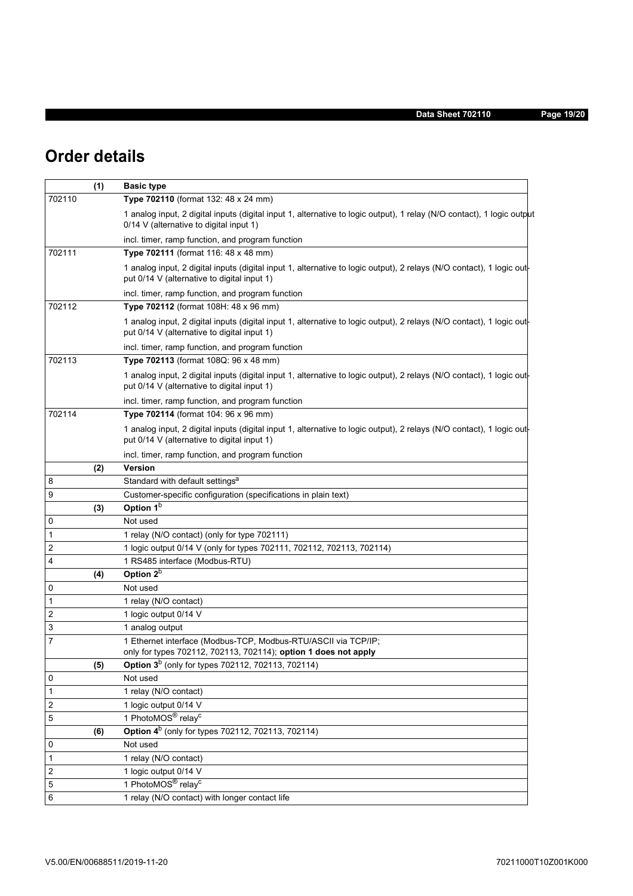# Order details

| | (1) | Basic type |
|---|---|---|
| 702110 | | **Type 702110** (format 132: 48 x 24 mm) |
| | | 1 analog input, 2 digital inputs (digital input 1, alternative to logic output), 1 relay (N/O contact), 1 logic output 0/14 V (alternative to digital input 1) |
| | | incl. timer, ramp function, and program function |
| 702111 | | **Type 702111** (format 116: 48 x 48 mm) |
| | | 1 analog input, 2 digital inputs (digital input 1, alternative to logic output), 2 relays (N/O contact), 1 logic output 0/14 V (alternative to digital input 1) |
| | | incl. timer, ramp function, and program function |
| 702112 | | **Type 702112** (format 108H: 48 x 96 mm) |
| | | 1 analog input, 2 digital inputs (digital input 1, alternative to logic output), 2 relays (N/O contact), 1 logic output 0/14 V (alternative to digital input 1) |
| | | incl. timer, ramp function, and program function |
| 702113 | | **Type 702113** (format 108Q: 96 x 48 mm) |
| | | 1 analog input, 2 digital inputs (digital input 1, alternative to logic output), 2 relays (N/O contact), 1 logic output 0/14 V (alternative to digital input 1) |
| | | incl. timer, ramp function, and program function |
| 702114 | | **Type 702114** (format 104: 96 x 96 mm) |
| | | 1 analog input, 2 digital inputs (digital input 1, alternative to logic output), 2 relays (N/O contact), 1 logic output 0/14 V (alternative to digital input 1) |
| | | incl. timer, ramp function, and program function |
| | **(2)** | **Version** |
| 8 | | Standard with default settings[a] |
| 9 | | Customer-specific configuration (specifications in plain text) |
| | **(3)** | **Option 1**[b] |
| 0 | | Not used |
| 1 | | 1 relay (N/O contact) (only for type 702111) |
| 2 | | 1 logic output 0/14 V (only for types 702111, 702112, 702113, 702114) |
| 4 | | 1 RS485 interface (Modbus-RTU) |
| | **(4)** | **Option 2**[b] |
| 0 | | Not used |
| 1 | | 1 relay (N/O contact) |
| 2 | | 1 logic output 0/14 V |
| 3 | | 1 analog output |
| 7 | | 1 Ethernet interface (Modbus-TCP, Modbus-RTU/ASCII via TCP/IP; only for types 702112, 702113, 702114); **option 1 does not apply** |
| | **(5)** | **Option 3**[b] (only for types 702112, 702113, 702114) |
| 0 | | Not used |
| 1 | | 1 relay (N/O contact) |
| 2 | | 1 logic output 0/14 V |
| 5 | | 1 PhotoMOS® relay[c] |
| | **(6)** | **Option 4**[b] (only for types 702112, 702113, 702114) |
| 0 | | Not used |
| 1 | | 1 relay (N/O contact) |
| 2 | | 1 logic output 0/14 V |
| 5 | | 1 PhotoMOS® relay[c] |
| 6 | | 1 relay (N/O contact) with longer contact life |

V5.00/EN/00688511/2019-11-20

70211000T10Z001K000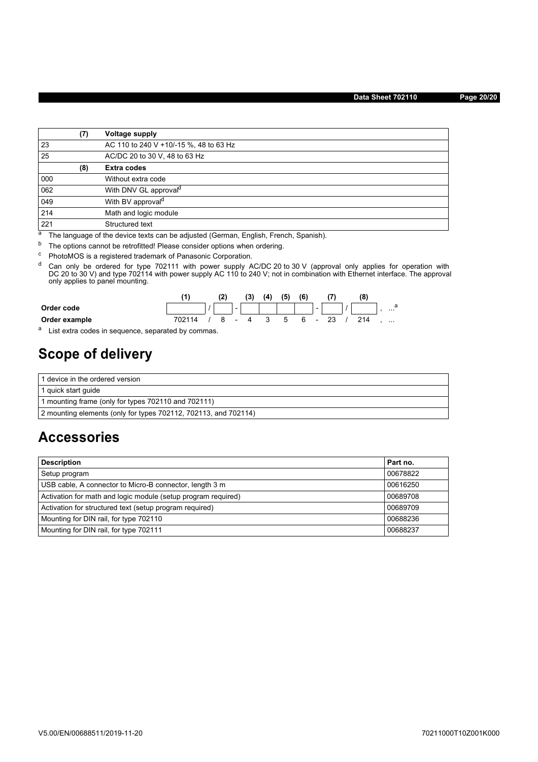| | (7) | Voltage supply |
|---|---|---|
| 23 | | AC 110 to 240 V +10/-15 %, 48 to 63 Hz |
| 25 | | AC/DC 20 to 30 V, 48 to 63 Hz |
| | **(8)** | **Extra codes** |
| 000 | | Without extra code |
| 062 | | With DNV GL approval[d] |
| 049 | | With BV approval[d] |
| 214 | | Math and logic module |
| 221 | | Structured text |

[a] The language of the device texts can be adjusted (German, English, French, Spanish).

[b] The options cannot be retrofitted! Please consider options when ordering.

[c] PhotoMOS is a registered trademark of Panasonic Corporation.

[d] Can only be ordered for type 702111 with power supply AC/DC 20 to 30 V (approval only applies for operation with DC 20 to 30 V) and type 702114 with power supply AC 110 to 240 V; not in combination with Ethernet interface. The approval only applies to panel mounting.

| | (1) | | (2) | | (3) | (4) | (5) | (6) | | (7) | | (8) | |
|---|---|---|---|---|---|---|---|---|---|---|---|---|---|
| **Order code** | | / | | - | | | | | - | | / | | , ...[a] |
| **Order example** | 702114 | / | 8 | - | 4 | 3 | 5 | 6 | - | 23 | / | 214 | , ... |

[a] List extra codes in sequence, separated by commas.

# Scope of delivery

| |
|---|
| 1 device in the ordered version |
| 1 quick start guide |
| 1 mounting frame (only for types 702110 and 702111) |
| 2 mounting elements (only for types 702112, 702113, and 702114) |

# Accessories

| Description | Part no. |
|---|---|
| Setup program | 00678822 |
| USB cable, A connector to Micro-B connector, length 3 m | 00616250 |
| Activation for math and logic module (setup program required) | 00689708 |
| Activation for structured text (setup program required) | 00689709 |
| Mounting for DIN rail, for type 702110 | 00688236 |
| Mounting for DIN rail, for type 702111 | 00688237 |

V5.00/EN/00688511/2019-11-20 70211000T10Z001K000